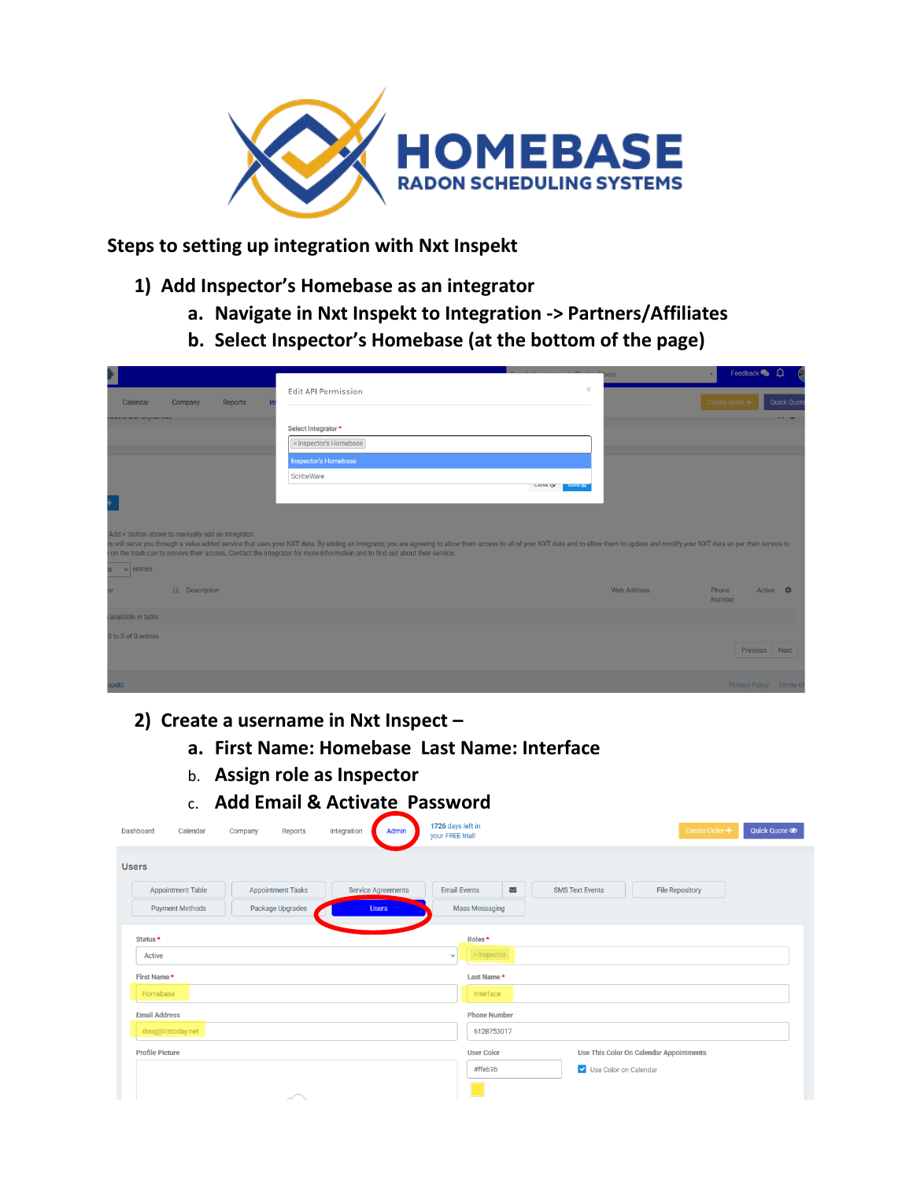# HOMEBASE
## RADON SCHEDULING SYSTEMS

### Steps to setting up integration with Nxt Inspekt

1) **Add Inspector's Homebase as an integrator**
   a. **Navigate in Nxt Inspekt to Integration -> Partners/Affiliates**
   b. **Select Inspector's Homebase (at the bottom of the page)**

2) **Create a username in Nxt Inspect –**
   a. **First Name: Homebase Last Name: Interface**
   b. **Assign role as Inspector**
   c. **Add Email & Activate Password**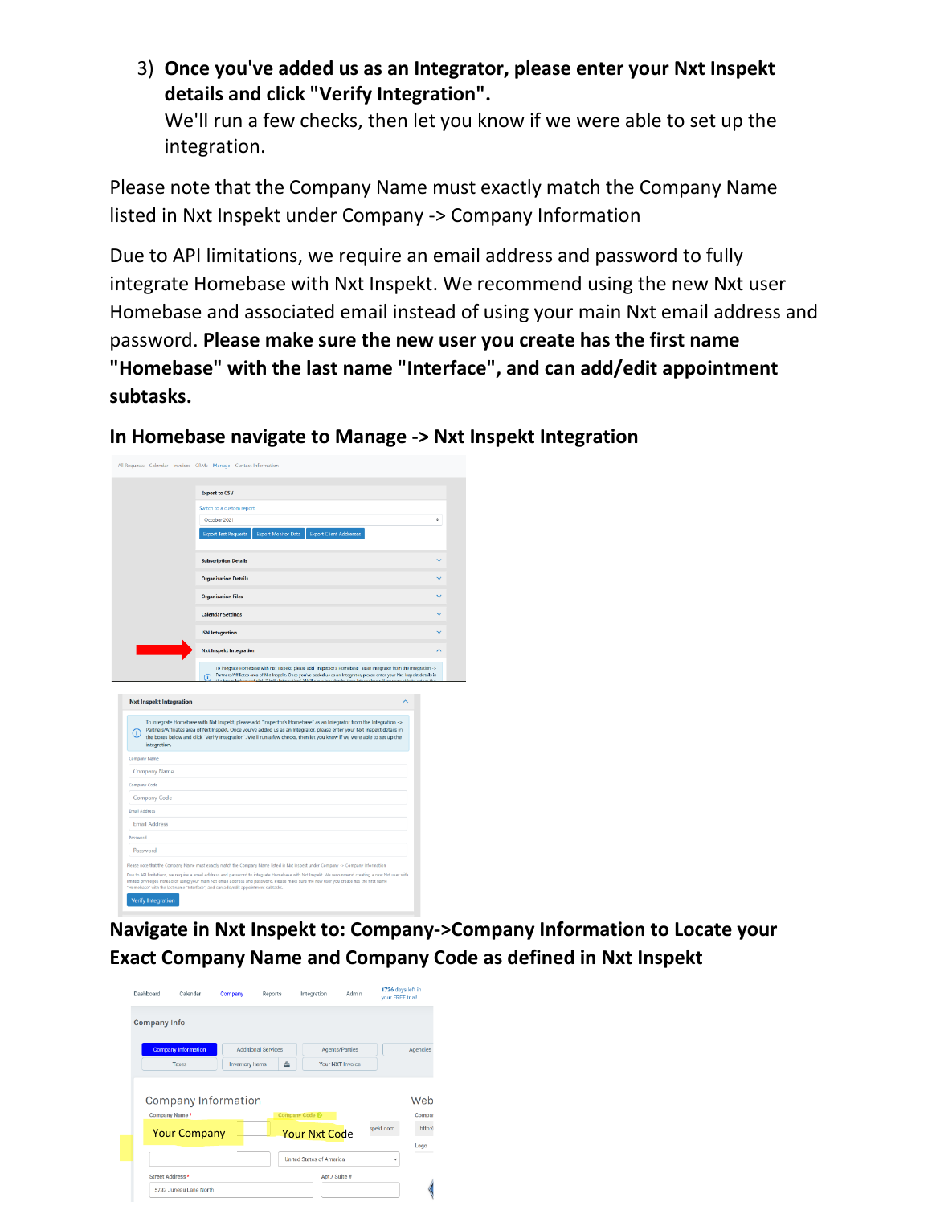3) **Once you've added us as an Integrator, please enter your Nxt Inspekt details and click "Verify Integration".**
   We'll run a few checks, then let you know if we were able to set up the integration.

Please note that the Company Name must exactly match the Company Name listed in Nxt Inspekt under Company -> Company Information

Due to API limitations, we require an email address and password to fully integrate Homebase with Nxt Inspekt. We recommend using the new Nxt user Homebase and associated email instead of using your main Nxt email address and password. **Please make sure the new user you create has the first name "Homebase" with the last name "Interface", and can add/edit appointment subtasks.**

**In Homebase navigate to Manage -> Nxt Inspekt Integration**

**Navigate in Nxt Inspekt to: Company->Company Information to Locate your Exact Company Name and Company Code as defined in Nxt Inspekt**